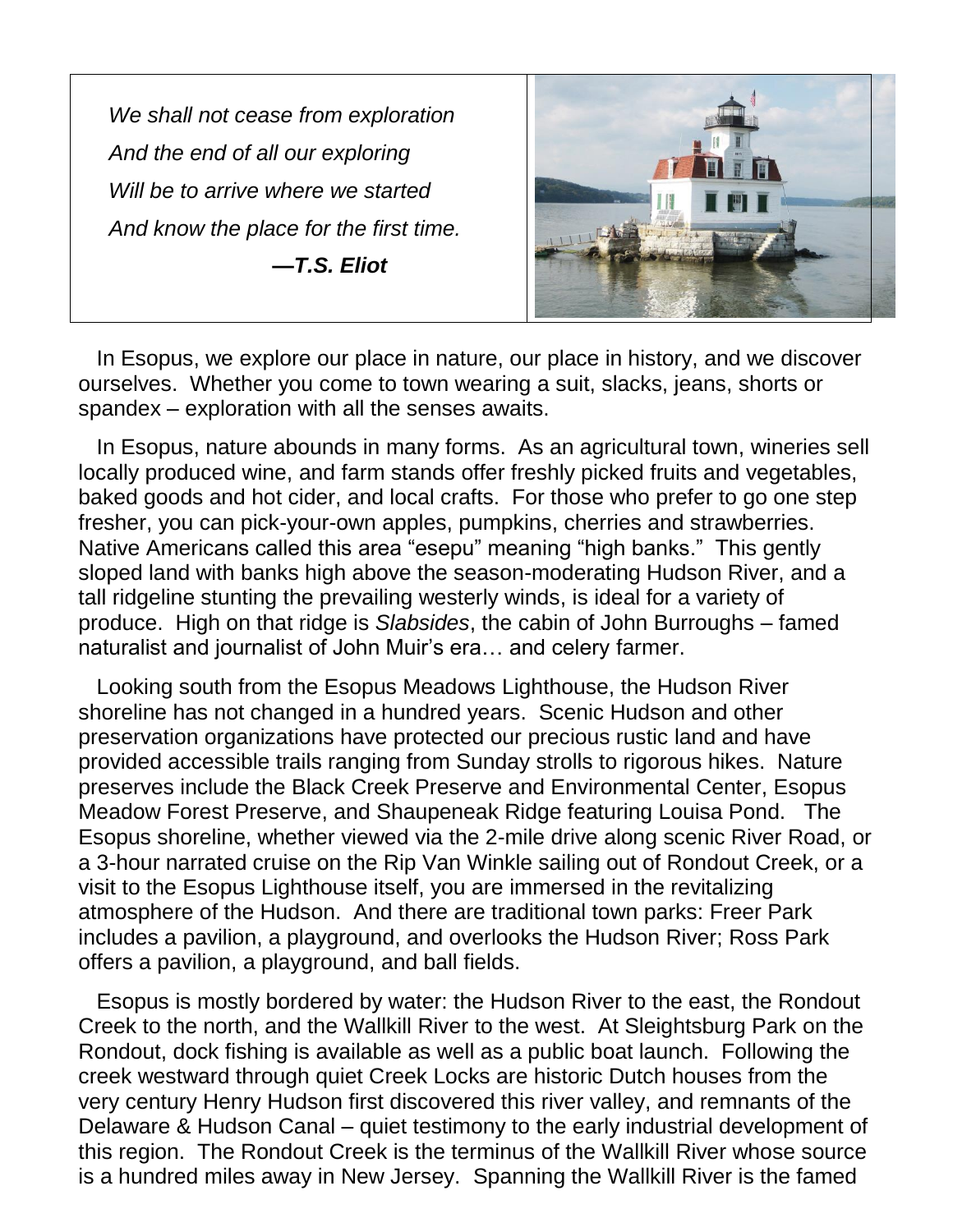*We shall not cease from exploration*
*And the end of all our exploring*
*Will be to arrive where we started*
*And know the place for the first time.*

***—T.S. Eliot***

In Esopus, we explore our place in nature, our place in history, and we discover ourselves. Whether you come to town wearing a suit, slacks, jeans, shorts or spandex – exploration with all the senses awaits.

In Esopus, nature abounds in many forms. As an agricultural town, wineries sell locally produced wine, and farm stands offer freshly picked fruits and vegetables, baked goods and hot cider, and local crafts. For those who prefer to go one step fresher, you can pick-your-own apples, pumpkins, cherries and strawberries. Native Americans called this area "esepu" meaning "high banks." This gently sloped land with banks high above the season-moderating Hudson River, and a tall ridgeline stunting the prevailing westerly winds, is ideal for a variety of produce. High on that ridge is *Slabsides*, the cabin of John Burroughs – famed naturalist and journalist of John Muir's era… and celery farmer.

Looking south from the Esopus Meadows Lighthouse, the Hudson River shoreline has not changed in a hundred years. Scenic Hudson and other preservation organizations have protected our precious rustic land and have provided accessible trails ranging from Sunday strolls to rigorous hikes. Nature preserves include the Black Creek Preserve and Environmental Center, Esopus Meadow Forest Preserve, and Shaupeneak Ridge featuring Louisa Pond. The Esopus shoreline, whether viewed via the 2-mile drive along scenic River Road, or a 3-hour narrated cruise on the Rip Van Winkle sailing out of Rondout Creek, or a visit to the Esopus Lighthouse itself, you are immersed in the revitalizing atmosphere of the Hudson. And there are traditional town parks: Freer Park includes a pavilion, a playground, and overlooks the Hudson River; Ross Park offers a pavilion, a playground, and ball fields.

Esopus is mostly bordered by water: the Hudson River to the east, the Rondout Creek to the north, and the Wallkill River to the west. At Sleightsburg Park on the Rondout, dock fishing is available as well as a public boat launch. Following the creek westward through quiet Creek Locks are historic Dutch houses from the very century Henry Hudson first discovered this river valley, and remnants of the Delaware & Hudson Canal – quiet testimony to the early industrial development of this region. The Rondout Creek is the terminus of the Wallkill River whose source is a hundred miles away in New Jersey. Spanning the Wallkill River is the famed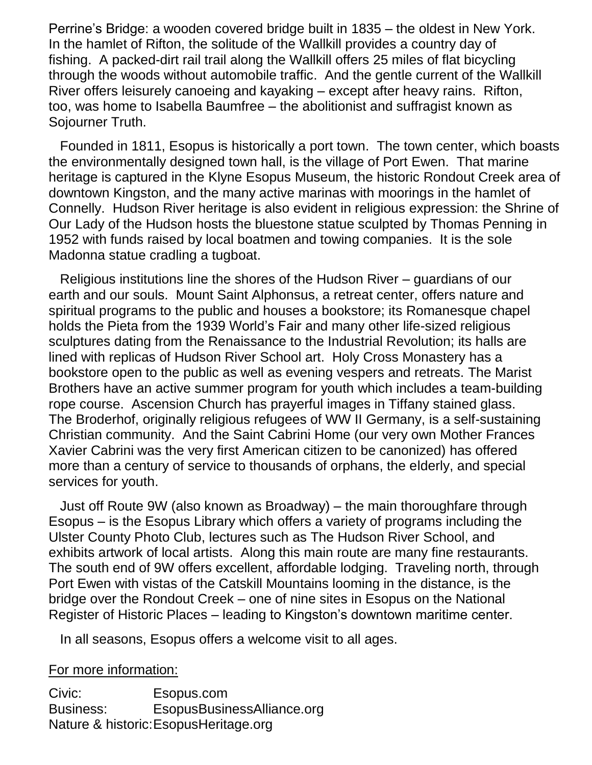Perrine's Bridge: a wooden covered bridge built in 1835 – the oldest in New York. In the hamlet of Rifton, the solitude of the Wallkill provides a country day of fishing. A packed-dirt rail trail along the Wallkill offers 25 miles of flat bicycling through the woods without automobile traffic. And the gentle current of the Wallkill River offers leisurely canoeing and kayaking – except after heavy rains. Rifton, too, was home to Isabella Baumfree – the abolitionist and suffragist known as Sojourner Truth.

Founded in 1811, Esopus is historically a port town. The town center, which boasts the environmentally designed town hall, is the village of Port Ewen. That marine heritage is captured in the Klyne Esopus Museum, the historic Rondout Creek area of downtown Kingston, and the many active marinas with moorings in the hamlet of Connelly. Hudson River heritage is also evident in religious expression: the Shrine of Our Lady of the Hudson hosts the bluestone statue sculpted by Thomas Penning in 1952 with funds raised by local boatmen and towing companies. It is the sole Madonna statue cradling a tugboat.

Religious institutions line the shores of the Hudson River – guardians of our earth and our souls. Mount Saint Alphonsus, a retreat center, offers nature and spiritual programs to the public and houses a bookstore; its Romanesque chapel holds the Pieta from the 1939 World's Fair and many other life-sized religious sculptures dating from the Renaissance to the Industrial Revolution; its halls are lined with replicas of Hudson River School art. Holy Cross Monastery has a bookstore open to the public as well as evening vespers and retreats. The Marist Brothers have an active summer program for youth which includes a team-building rope course. Ascension Church has prayerful images in Tiffany stained glass. The Broderhof, originally religious refugees of WW II Germany, is a self-sustaining Christian community. And the Saint Cabrini Home (our very own Mother Frances Xavier Cabrini was the very first American citizen to be canonized) has offered more than a century of service to thousands of orphans, the elderly, and special services for youth.

Just off Route 9W (also known as Broadway) – the main thoroughfare through Esopus – is the Esopus Library which offers a variety of programs including the Ulster County Photo Club, lectures such as The Hudson River School, and exhibits artwork of local artists. Along this main route are many fine restaurants. The south end of 9W offers excellent, affordable lodging. Traveling north, through Port Ewen with vistas of the Catskill Mountains looming in the distance, is the bridge over the Rondout Creek – one of nine sites in Esopus on the National Register of Historic Places – leading to Kingston's downtown maritime center.

In all seasons, Esopus offers a welcome visit to all ages.

<u>For more information:</u>

| | |
|---|---|
| Civic: | Esopus.com |
| Business: | EsopusBusinessAlliance.org |
| Nature & historic: | EsopusHeritage.org |